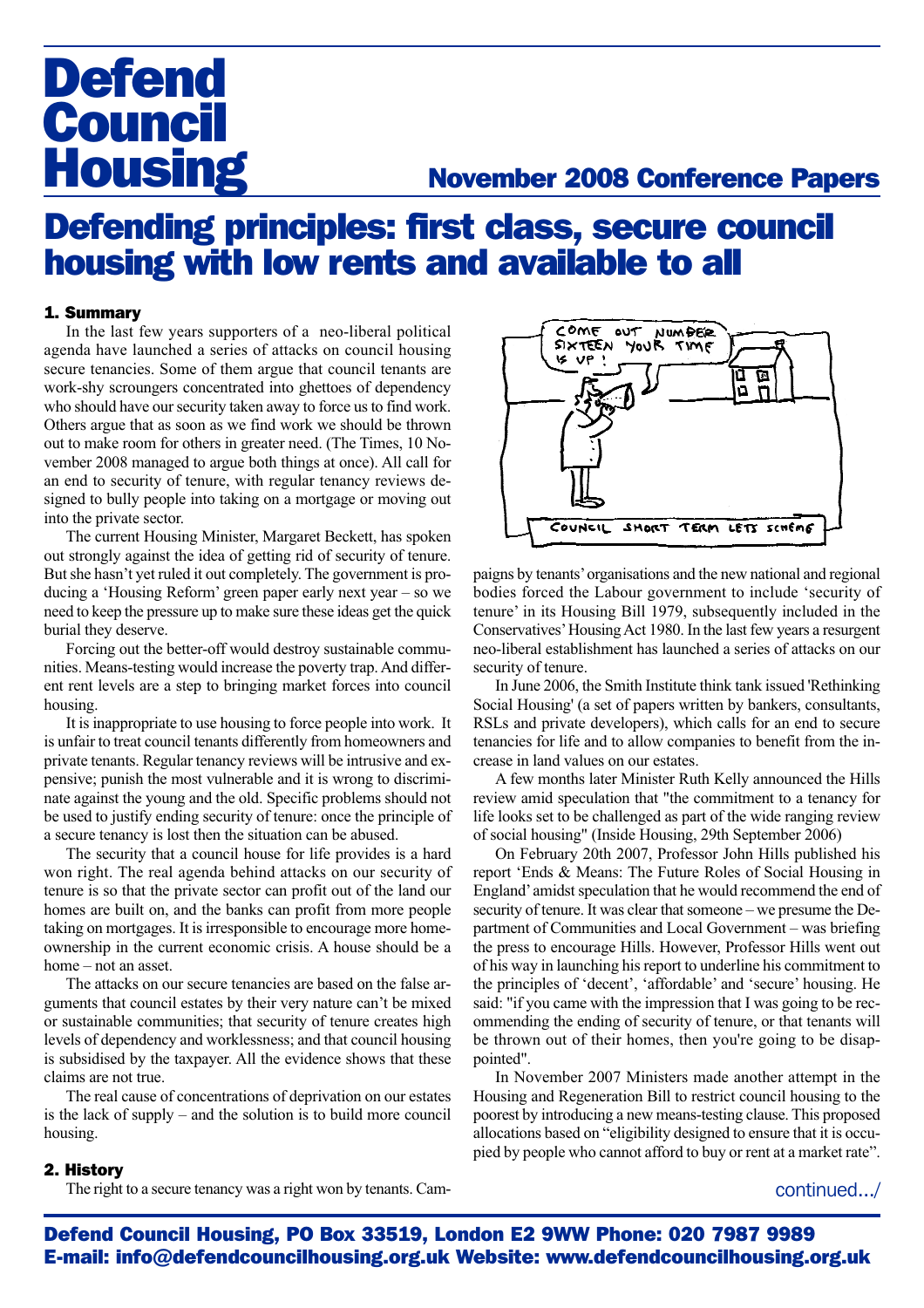# Defend Council Housing

## November 2008 Conference Papers

# Defending principles: first class, secure council housing with low rents and available to all

### 1. Summary

In the last few years supporters of a neo-liberal political agenda have launched a series of attacks on council housing secure tenancies. Some of them argue that council tenants are work-shy scroungers concentrated into ghettoes of dependency who should have our security taken away to force us to find work. Others argue that as soon as we find work we should be thrown out to make room for others in greater need. (The Times, 10 November 2008 managed to argue both things at once). All call for an end to security of tenure, with regular tenancy reviews designed to bully people into taking on a mortgage or moving out into the private sector.

The current Housing Minister, Margaret Beckett, has spoken out strongly against the idea of getting rid of security of tenure. But she hasn't yet ruled it out completely. The government is producing a 'Housing Reform' green paper early next year – so we need to keep the pressure up to make sure these ideas get the quick burial they deserve.

Forcing out the better-off would destroy sustainable communities. Means-testing would increase the poverty trap. And different rent levels are a step to bringing market forces into council housing.

It is inappropriate to use housing to force people into work. It is unfair to treat council tenants differently from homeowners and private tenants. Regular tenancy reviews will be intrusive and expensive; punish the most vulnerable and it is wrong to discriminate against the young and the old. Specific problems should not be used to justify ending security of tenure: once the principle of a secure tenancy is lost then the situation can be abused.

The security that a council house for life provides is a hard won right. The real agenda behind attacks on our security of tenure is so that the private sector can profit out of the land our homes are built on, and the banks can profit from more people taking on mortgages. It is irresponsible to encourage more home-ownership in the current economic crisis. A house should be a home – not an asset.

The attacks on our secure tenancies are based on the false arguments that council estates by their very nature can't be mixed or sustainable communities; that security of tenure creates high levels of dependency and worklessness; and that council housing is subsidised by the taxpayer. All the evidence shows that these claims are not true.

The real cause of concentrations of deprivation on our estates is the lack of supply – and the solution is to build more council housing.

### 2. History

The right to a secure tenancy was a right won by tenants. Campaigns by tenants' organisations and the new national and regional bodies forced the Labour government to include 'security of tenure' in its Housing Bill 1979, subsequently included in the Conservatives' Housing Act 1980. In the last few years a resurgent neo-liberal establishment has launched a series of attacks on our security of tenure.

In June 2006, the Smith Institute think tank issued 'Rethinking Social Housing' (a set of papers written by bankers, consultants, RSLs and private developers), which calls for an end to secure tenancies for life and to allow companies to benefit from the increase in land values on our estates.

A few months later Minister Ruth Kelly announced the Hills review amid speculation that "the commitment to a tenancy for life looks set to be challenged as part of the wide ranging review of social housing" (Inside Housing, 29th September 2006)

On February 20th 2007, Professor John Hills published his report 'Ends & Means: The Future Roles of Social Housing in England' amidst speculation that he would recommend the end of security of tenure. It was clear that someone – we presume the Department of Communities and Local Government – was briefing the press to encourage Hills. However, Professor Hills went out of his way in launching his report to underline his commitment to the principles of 'decent', 'affordable' and 'secure' housing. He said: "if you came with the impression that I was going to be recommending the ending of security of tenure, or that tenants will be thrown out of their homes, then you're going to be disappointed".

In November 2007 Ministers made another attempt in the Housing and Regeneration Bill to restrict council housing to the poorest by introducing a new means-testing clause. This proposed allocations based on "eligibility designed to ensure that it is occupied by people who cannot afford to buy or rent at a market rate".

continued.../

**Defend Council Housing, PO Box 33519, London E2 9WW Phone: 020 7987 9989**
**E-mail: info@defendcouncilhousing.org.uk Website: www.defendcouncilhousing.org.uk**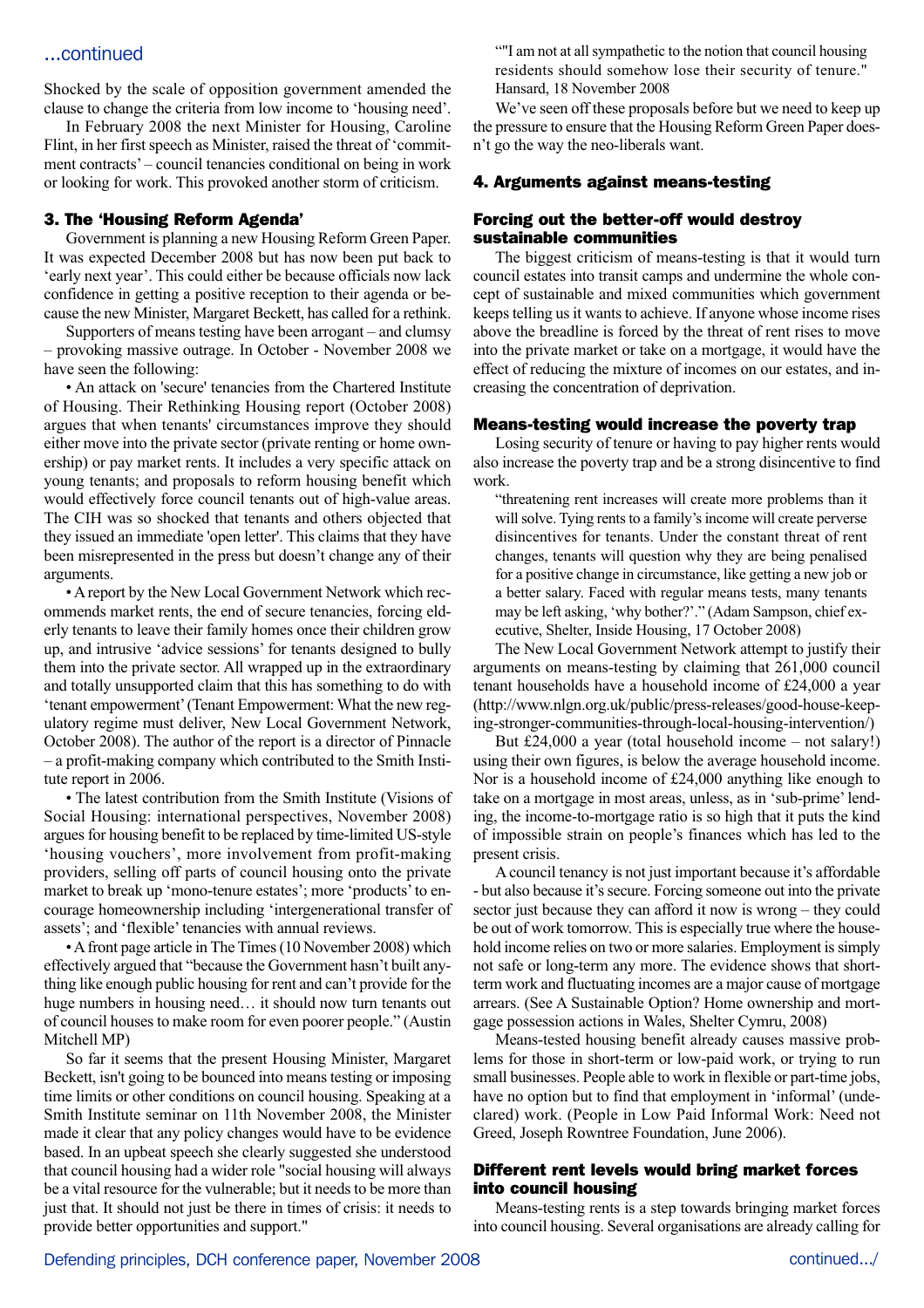...continued

Shocked by the scale of opposition government amended the clause to change the criteria from low income to 'housing need'.

In February 2008 the next Minister for Housing, Caroline Flint, in her first speech as Minister, raised the threat of 'commitment contracts' – council tenancies conditional on being in work or looking for work. This provoked another storm of criticism.

### 3. The 'Housing Reform Agenda'

Government is planning a new Housing Reform Green Paper. It was expected December 2008 but has now been put back to 'early next year'. This could either be because officials now lack confidence in getting a positive reception to their agenda or because the new Minister, Margaret Beckett, has called for a rethink.

Supporters of means testing have been arrogant – and clumsy – provoking massive outrage. In October - November 2008 we have seen the following:

• An attack on 'secure' tenancies from the Chartered Institute of Housing. Their Rethinking Housing report (October 2008) argues that when tenants' circumstances improve they should either move into the private sector (private renting or home ownership) or pay market rents. It includes a very specific attack on young tenants; and proposals to reform housing benefit which would effectively force council tenants out of high-value areas. The CIH was so shocked that tenants and others objected that they issued an immediate 'open letter'. This claims that they have been misrepresented in the press but doesn't change any of their arguments.

• A report by the New Local Government Network which recommends market rents, the end of secure tenancies, forcing elderly tenants to leave their family homes once their children grow up, and intrusive 'advice sessions' for tenants designed to bully them into the private sector. All wrapped up in the extraordinary and totally unsupported claim that this has something to do with 'tenant empowerment' (Tenant Empowerment: What the new regulatory regime must deliver, New Local Government Network, October 2008). The author of the report is a director of Pinnacle – a profit-making company which contributed to the Smith Institute report in 2006.

• The latest contribution from the Smith Institute (Visions of Social Housing: international perspectives, November 2008) argues for housing benefit to be replaced by time-limited US-style 'housing vouchers', more involvement from profit-making providers, selling off parts of council housing onto the private market to break up 'mono-tenure estates'; more 'products' to encourage homeownership including 'intergenerational transfer of assets'; and 'flexible' tenancies with annual reviews.

• A front page article in The Times (10 November 2008) which effectively argued that "because the Government hasn't built anything like enough public housing for rent and can't provide for the huge numbers in housing need… it should now turn tenants out of council houses to make room for even poorer people." (Austin Mitchell MP)

So far it seems that the present Housing Minister, Margaret Beckett, isn't going to be bounced into means testing or imposing time limits or other conditions on council housing. Speaking at a Smith Institute seminar on 11th November 2008, the Minister made it clear that any policy changes would have to be evidence based. In an upbeat speech she clearly suggested she understood that council housing had a wider role "social housing will always be a vital resource for the vulnerable; but it needs to be more than just that. It should not just be there in times of crisis: it needs to provide better opportunities and support."

""I am not at all sympathetic to the notion that council housing residents should somehow lose their security of tenure." Hansard, 18 November 2008

We've seen off these proposals before but we need to keep up the pressure to ensure that the Housing Reform Green Paper doesn't go the way the neo-liberals want.

### 4. Arguments against means-testing

#### Forcing out the better-off would destroy sustainable communities

The biggest criticism of means-testing is that it would turn council estates into transit camps and undermine the whole concept of sustainable and mixed communities which government keeps telling us it wants to achieve. If anyone whose income rises above the breadline is forced by the threat of rent rises to move into the private market or take on a mortgage, it would have the effect of reducing the mixture of incomes on our estates, and increasing the concentration of deprivation.

#### Means-testing would increase the poverty trap

Losing security of tenure or having to pay higher rents would also increase the poverty trap and be a strong disincentive to find work.

> "threatening rent increases will create more problems than it will solve. Tying rents to a family's income will create perverse disincentives for tenants. Under the constant threat of rent changes, tenants will question why they are being penalised for a positive change in circumstance, like getting a new job or a better salary. Faced with regular means tests, many tenants may be left asking, 'why bother?'." (Adam Sampson, chief executive, Shelter, Inside Housing, 17 October 2008)

The New Local Government Network attempt to justify their arguments on means-testing by claiming that 261,000 council tenant households have a household income of £24,000 a year (http://www.nlgn.org.uk/public/press-releases/good-house-keeping-stronger-communities-through-local-housing-intervention/)

But £24,000 a year (total household income – not salary!) using their own figures, is below the average household income. Nor is a household income of £24,000 anything like enough to take on a mortgage in most areas, unless, as in 'sub-prime' lending, the income-to-mortgage ratio is so high that it puts the kind of impossible strain on people's finances which has led to the present crisis.

A council tenancy is not just important because it's affordable - but also because it's secure. Forcing someone out into the private sector just because they can afford it now is wrong – they could be out of work tomorrow. This is especially true where the household income relies on two or more salaries. Employment is simply not safe or long-term any more. The evidence shows that short-term work and fluctuating incomes are a major cause of mortgage arrears. (See A Sustainable Option? Home ownership and mortgage possession actions in Wales, Shelter Cymru, 2008)

Means-tested housing benefit already causes massive problems for those in short-term or low-paid work, or trying to run small businesses. People able to work in flexible or part-time jobs, have no option but to find that employment in 'informal' (undeclared) work. (People in Low Paid Informal Work: Need not Greed, Joseph Rowntree Foundation, June 2006).

#### Different rent levels would bring market forces into council housing

Means-testing rents is a step towards bringing market forces into council housing. Several organisations are already calling for

continued.../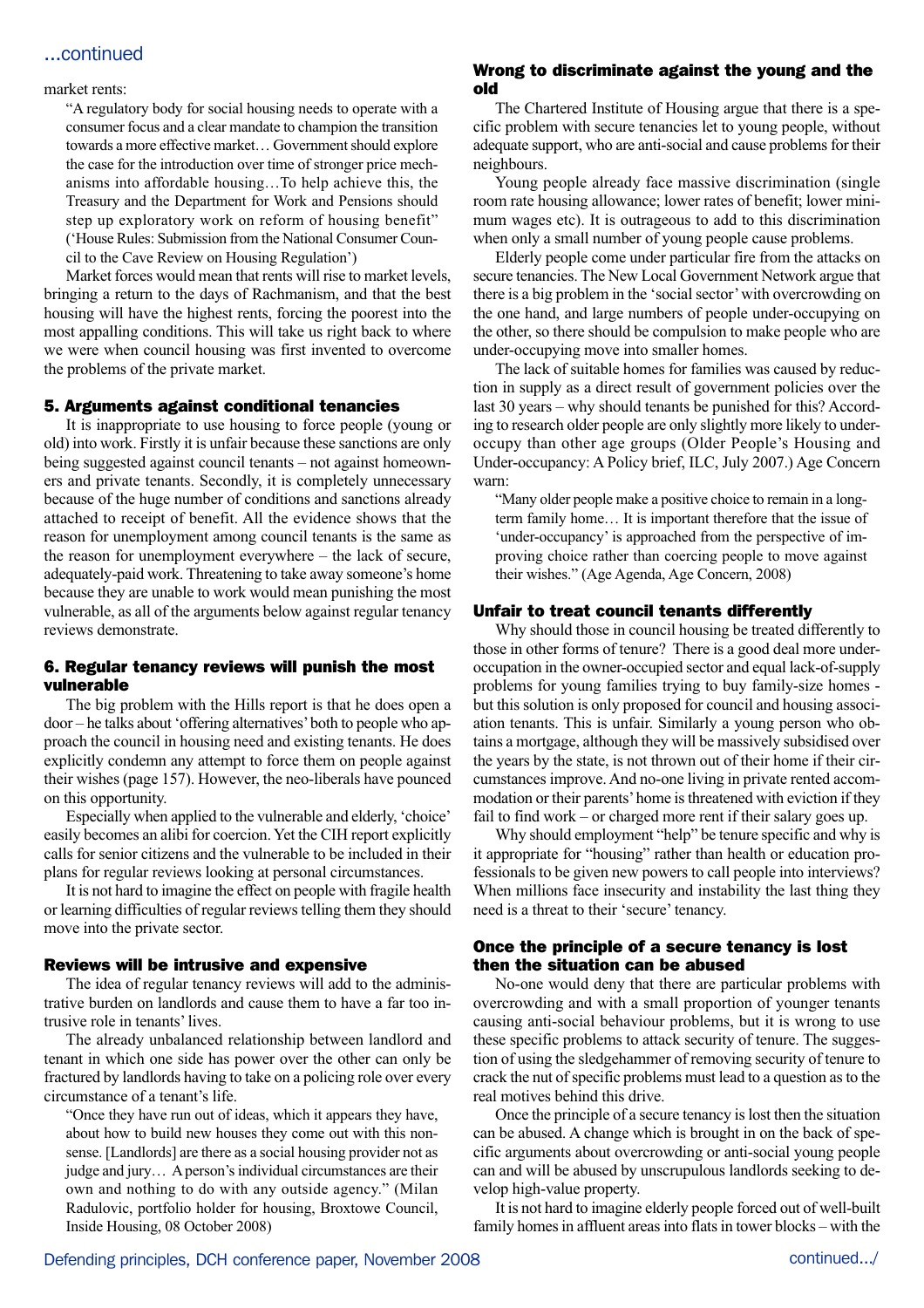...continued

market rents:

> "A regulatory body for social housing needs to operate with a consumer focus and a clear mandate to champion the transition towards a more effective market… Government should explore the case for the introduction over time of stronger price mechanisms into affordable housing…To help achieve this, the Treasury and the Department for Work and Pensions should step up exploratory work on reform of housing benefit" ('House Rules: Submission from the National Consumer Council to the Cave Review on Housing Regulation')

Market forces would mean that rents will rise to market levels, bringing a return to the days of Rachmanism, and that the best housing will have the highest rents, forcing the poorest into the most appalling conditions. This will take us right back to where we were when council housing was first invented to overcome the problems of the private market.

### 5. Arguments against conditional tenancies

It is inappropriate to use housing to force people (young or old) into work. Firstly it is unfair because these sanctions are only being suggested against council tenants – not against homeowners and private tenants. Secondly, it is completely unnecessary because of the huge number of conditions and sanctions already attached to receipt of benefit. All the evidence shows that the reason for unemployment among council tenants is the same as the reason for unemployment everywhere – the lack of secure, adequately-paid work. Threatening to take away someone's home because they are unable to work would mean punishing the most vulnerable, as all of the arguments below against regular tenancy reviews demonstrate.

### 6. Regular tenancy reviews will punish the most vulnerable

The big problem with the Hills report is that he does open a door – he talks about 'offering alternatives' both to people who approach the council in housing need and existing tenants. He does explicitly condemn any attempt to force them on people against their wishes (page 157). However, the neo-liberals have pounced on this opportunity.

Especially when applied to the vulnerable and elderly, 'choice' easily becomes an alibi for coercion. Yet the CIH report explicitly calls for senior citizens and the vulnerable to be included in their plans for regular reviews looking at personal circumstances.

It is not hard to imagine the effect on people with fragile health or learning difficulties of regular reviews telling them they should move into the private sector.

### Reviews will be intrusive and expensive

The idea of regular tenancy reviews will add to the administrative burden on landlords and cause them to have a far too intrusive role in tenants' lives.

The already unbalanced relationship between landlord and tenant in which one side has power over the other can only be fractured by landlords having to take on a policing role over every circumstance of a tenant's life.

> "Once they have run out of ideas, which it appears they have, about how to build new houses they come out with this nonsense. [Landlords] are there as a social housing provider not as judge and jury… A person's individual circumstances are their own and nothing to do with any outside agency." (Milan Radulovic, portfolio holder for housing, Broxtowe Council, Inside Housing, 08 October 2008)

### Wrong to discriminate against the young and the old

The Chartered Institute of Housing argue that there is a specific problem with secure tenancies let to young people, without adequate support, who are anti-social and cause problems for their neighbours.

Young people already face massive discrimination (single room rate housing allowance; lower rates of benefit; lower minimum wages etc). It is outrageous to add to this discrimination when only a small number of young people cause problems.

Elderly people come under particular fire from the attacks on secure tenancies. The New Local Government Network argue that there is a big problem in the 'social sector' with overcrowding on the one hand, and large numbers of people under-occupying on the other, so there should be compulsion to make people who are under-occupying move into smaller homes.

The lack of suitable homes for families was caused by reduction in supply as a direct result of government policies over the last 30 years – why should tenants be punished for this? According to research older people are only slightly more likely to under-occupy than other age groups (Older People's Housing and Under-occupancy: A Policy brief, ILC, July 2007.) Age Concern warn:

> "Many older people make a positive choice to remain in a long-term family home… It is important therefore that the issue of 'under-occupancy' is approached from the perspective of improving choice rather than coercing people to move against their wishes." (Age Agenda, Age Concern, 2008)

### Unfair to treat council tenants differently

Why should those in council housing be treated differently to those in other forms of tenure? There is a good deal more under-occupation in the owner-occupied sector and lack-of-supply problems for young families trying to buy family-size homes - but this solution is only proposed for council and housing association tenants. This is unfair. Similarly a young person who obtains a mortgage, although they will be massively subsidised over the years by the state, is not thrown out of their home if their circumstances improve. And no-one living in private rented accommodation or their parents' home is threatened with eviction if they fail to find work – or charged more rent if their salary goes up.

Why should employment "help" be tenure specific and why is it appropriate for "housing" rather than health or education professionals to be given new powers to call people into interviews? When millions face insecurity and instability the last thing they need is a threat to their 'secure' tenancy.

### Once the principle of a secure tenancy is lost then the situation can be abused

No-one would deny that there are particular problems with overcrowding and with a small proportion of younger tenants causing anti-social behaviour problems, but it is wrong to use these specific problems to attack security of tenure. The suggestion of using the sledgehammer of removing security of tenure to crack the nut of specific problems must lead to a question as to the real motives behind this drive.

Once the principle of a secure tenancy is lost then the situation can be abused. A change which is brought in on the back of specific arguments about overcrowding or anti-social young people can and will be abused by unscrupulous landlords seeking to develop high-value property.

It is not hard to imagine elderly people forced out of well-built family homes in affluent areas into flats in tower blocks – with the

continued.../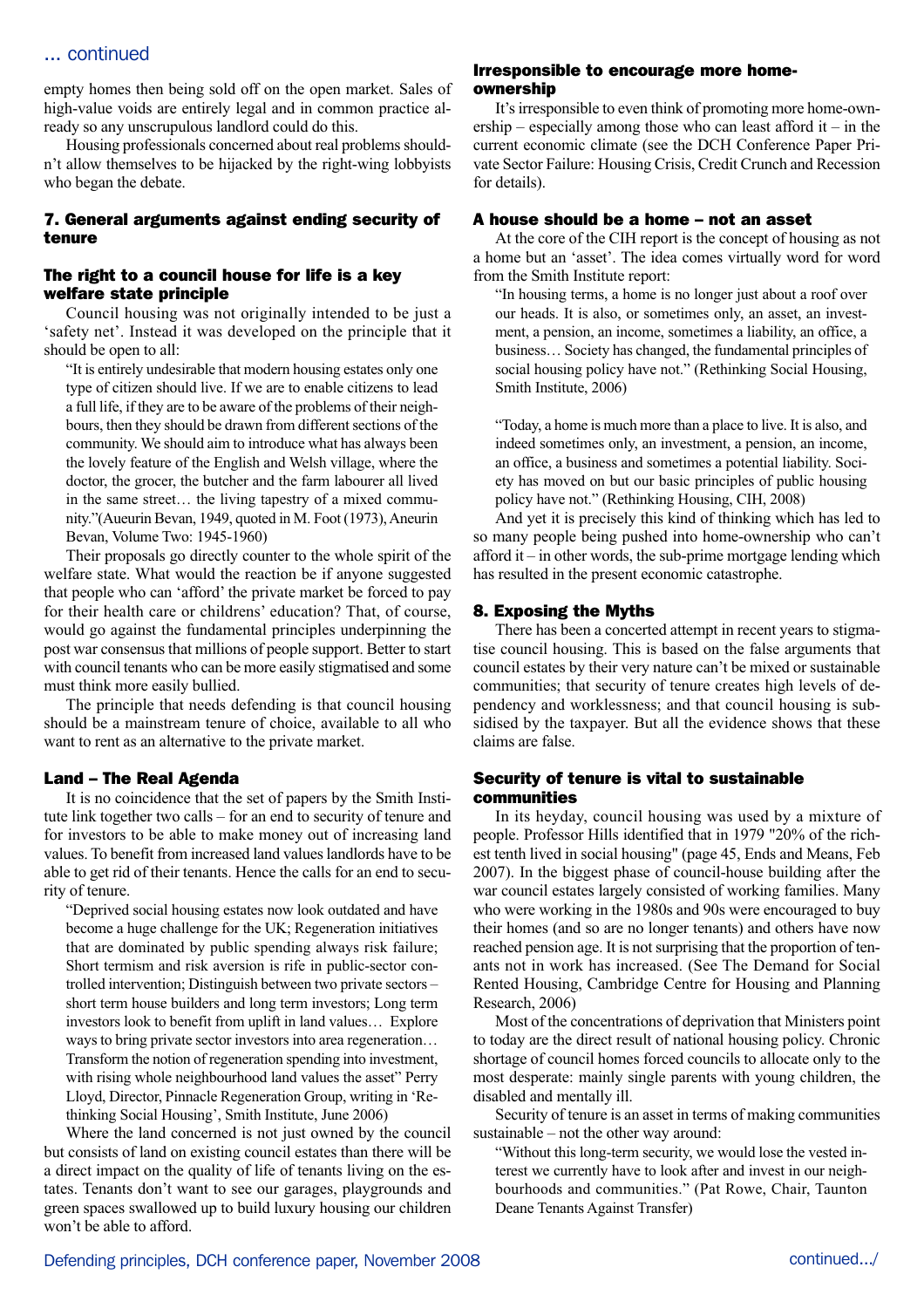... continued

empty homes then being sold off on the open market. Sales of high-value voids are entirely legal and in common practice already so any unscrupulous landlord could do this.

Housing professionals concerned about real problems shouldn't allow themselves to be hijacked by the right-wing lobbyists who began the debate.

## 7. General arguments against ending security of tenure

### The right to a council house for life is a key welfare state principle

Council housing was not originally intended to be just a 'safety net'. Instead it was developed on the principle that it should be open to all:

> "It is entirely undesirable that modern housing estates only one type of citizen should live. If we are to enable citizens to lead a full life, if they are to be aware of the problems of their neighbours, then they should be drawn from different sections of the community. We should aim to introduce what has always been the lovely feature of the English and Welsh village, where the doctor, the grocer, the butcher and the farm labourer all lived in the same street… the living tapestry of a mixed community."(Aueurin Bevan, 1949, quoted in M. Foot (1973), Aneurin Bevan, Volume Two: 1945-1960)

Their proposals go directly counter to the whole spirit of the welfare state. What would the reaction be if anyone suggested that people who can 'afford' the private market be forced to pay for their health care or childrens' education? That, of course, would go against the fundamental principles underpinning the post war consensus that millions of people support. Better to start with council tenants who can be more easily stigmatised and some must think more easily bullied.

The principle that needs defending is that council housing should be a mainstream tenure of choice, available to all who want to rent as an alternative to the private market.

### Land – The Real Agenda

It is no coincidence that the set of papers by the Smith Institute link together two calls – for an end to security of tenure and for investors to be able to make money out of increasing land values. To benefit from increased land values landlords have to be able to get rid of their tenants. Hence the calls for an end to security of tenure.

> "Deprived social housing estates now look outdated and have become a huge challenge for the UK; Regeneration initiatives that are dominated by public spending always risk failure; Short termism and risk aversion is rife in public-sector controlled intervention; Distinguish between two private sectors – short term house builders and long term investors; Long term investors look to benefit from uplift in land values… Explore ways to bring private sector investors into area regeneration… Transform the notion of regeneration spending into investment, with rising whole neighbourhood land values the asset" Perry Lloyd, Director, Pinnacle Regeneration Group, writing in 'Rethinking Social Housing', Smith Institute, June 2006)

Where the land concerned is not just owned by the council but consists of land on existing council estates than there will be a direct impact on the quality of life of tenants living on the estates. Tenants don't want to see our garages, playgrounds and green spaces swallowed up to build luxury housing our children won't be able to afford.

### Irresponsible to encourage more home-ownership

It's irresponsible to even think of promoting more home-ownership – especially among those who can least afford it – in the current economic climate (see the DCH Conference Paper Private Sector Failure: Housing Crisis, Credit Crunch and Recession for details).

### A house should be a home – not an asset

At the core of the CIH report is the concept of housing as not a home but an 'asset'. The idea comes virtually word for word from the Smith Institute report:

> "In housing terms, a home is no longer just about a roof over our heads. It is also, or sometimes only, an asset, an investment, a pension, an income, sometimes a liability, an office, a business… Society has changed, the fundamental principles of social housing policy have not." (Rethinking Social Housing, Smith Institute, 2006)

> "Today, a home is much more than a place to live. It is also, and indeed sometimes only, an investment, a pension, an income, an office, a business and sometimes a potential liability. Society has moved on but our basic principles of public housing policy have not." (Rethinking Housing, CIH, 2008)

And yet it is precisely this kind of thinking which has led to so many people being pushed into home-ownership who can't afford it – in other words, the sub-prime mortgage lending which has resulted in the present economic catastrophe.

## 8. Exposing the Myths

There has been a concerted attempt in recent years to stigmatise council housing. This is based on the false arguments that council estates by their very nature can't be mixed or sustainable communities; that security of tenure creates high levels of dependency and worklessness; and that council housing is subsidised by the taxpayer. But all the evidence shows that these claims are false.

### Security of tenure is vital to sustainable communities

In its heyday, council housing was used by a mixture of people. Professor Hills identified that in 1979 "20% of the richest tenth lived in social housing" (page 45, Ends and Means, Feb 2007). In the biggest phase of council-house building after the war council estates largely consisted of working families. Many who were working in the 1980s and 90s were encouraged to buy their homes (and so are no longer tenants) and others have now reached pension age. It is not surprising that the proportion of tenants not in work has increased. (See The Demand for Social Rented Housing, Cambridge Centre for Housing and Planning Research, 2006)

Most of the concentrations of deprivation that Ministers point to today are the direct result of national housing policy. Chronic shortage of council homes forced councils to allocate only to the most desperate: mainly single parents with young children, the disabled and mentally ill.

Security of tenure is an asset in terms of making communities sustainable – not the other way around:

> "Without this long-term security, we would lose the vested interest we currently have to look after and invest in our neighbourhoods and communities." (Pat Rowe, Chair, Taunton Deane Tenants Against Transfer)

continued.../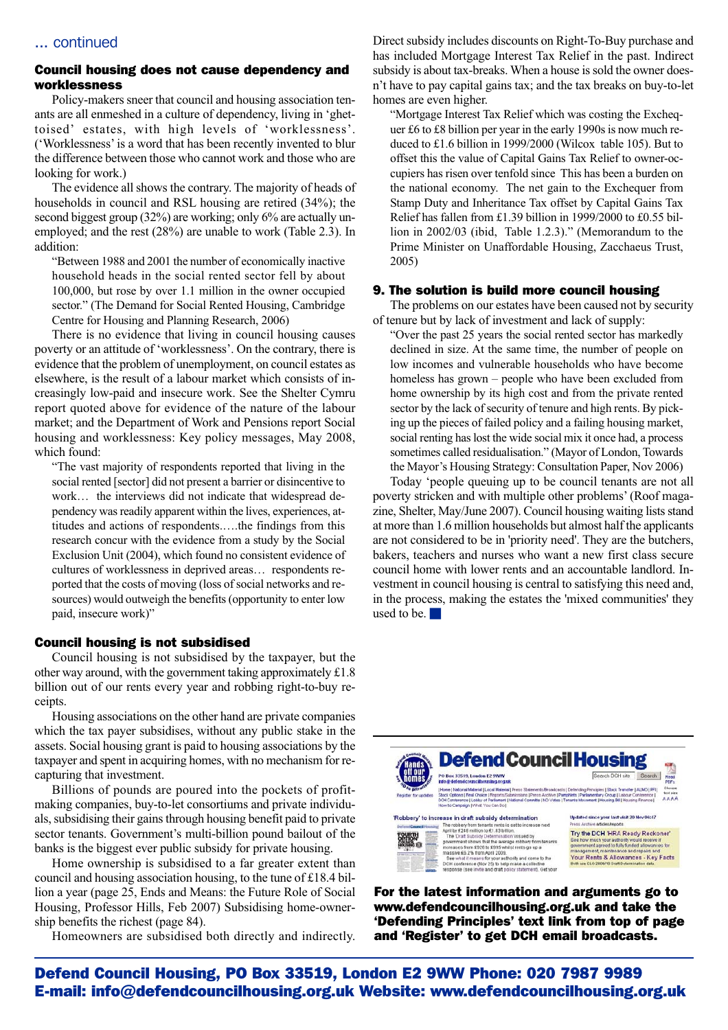... continued

## Council housing does not cause dependency and worklessness

Policy-makers sneer that council and housing association tenants are all enmeshed in a culture of dependency, living in 'ghettoised' estates, with high levels of 'worklessness'. ('Worklessness' is a word that has been recently invented to blur the difference between those who cannot work and those who are looking for work.)

The evidence all shows the contrary. The majority of heads of households in council and RSL housing are retired (34%); the second biggest group (32%) are working; only 6% are actually unemployed; and the rest (28%) are unable to work (Table 2.3). In addition:

> "Between 1988 and 2001 the number of economically inactive household heads in the social rented sector fell by about 100,000, but rose by over 1.1 million in the owner occupied sector." (The Demand for Social Rented Housing, Cambridge Centre for Housing and Planning Research, 2006)

There is no evidence that living in council housing causes poverty or an attitude of 'worklessness'. On the contrary, there is evidence that the problem of unemployment, on council estates as elsewhere, is the result of a labour market which consists of increasingly low-paid and insecure work. See the Shelter Cymru report quoted above for evidence of the nature of the labour market; and the Department of Work and Pensions report Social housing and worklessness: Key policy messages, May 2008, which found:

> "The vast majority of respondents reported that living in the social rented [sector] did not present a barrier or disincentive to work… the interviews did not indicate that widespread dependency was readily apparent within the lives, experiences, attitudes and actions of respondents…..the findings from this research concur with the evidence from a study by the Social Exclusion Unit (2004), which found no consistent evidence of cultures of worklessness in deprived areas… respondents reported that the costs of moving (loss of social networks and resources) would outweigh the benefits (opportunity to enter low paid, insecure work)"

## Council housing is not subsidised

Council housing is not subsidised by the taxpayer, but the other way around, with the government taking approximately £1.8 billion out of our rents every year and robbing right-to-buy receipts.

Housing associations on the other hand are private companies which the tax payer subsidises, without any public stake in the assets. Social housing grant is paid to housing associations by the taxpayer and spent in acquiring homes, with no mechanism for recapturing that investment.

Billions of pounds are poured into the pockets of profit-making companies, buy-to-let consortiums and private individuals, subsidising their gains through housing benefit paid to private sector tenants. Government's multi-billion pound bailout of the banks is the biggest ever public subsidy for private housing.

Home ownership is subsidised to a far greater extent than council and housing association housing, to the tune of £18.4 billion a year (page 25, Ends and Means: the Future Role of Social Housing, Professor Hills, Feb 2007) Subsidising home-ownership benefits the richest (page 84).

Homeowners are subsidised both directly and indirectly. Direct subsidy includes discounts on Right-To-Buy purchase and has included Mortgage Interest Tax Relief in the past. Indirect subsidy is about tax-breaks. When a house is sold the owner doesn't have to pay capital gains tax; and the tax breaks on buy-to-let homes are even higher.

> "Mortgage Interest Tax Relief which was costing the Exchequer £6 to £8 billion per year in the early 1990s is now much reduced to £1.6 billion in 1999/2000 (Wilcox table 105). But to offset this the value of Capital Gains Tax Relief to owner-occupiers has risen over tenfold since This has been a burden on the national economy. The net gain to the Exchequer from Stamp Duty and Inheritance Tax offset by Capital Gains Tax Relief has fallen from £1.39 billion in 1999/2000 to £0.55 billion in 2002/03 (ibid, Table 1.2.3)." (Memorandum to the Prime Minister on Unaffordable Housing, Zacchaeus Trust, 2005)

## 9. The solution is build more council housing

The problems on our estates have been caused not by security of tenure but by lack of investment and lack of supply:

> "Over the past 25 years the social rented sector has markedly declined in size. At the same time, the number of people on low incomes and vulnerable households who have become homeless has grown – people who have been excluded from home ownership by its high cost and from the private rented sector by the lack of security of tenure and high rents. By picking up the pieces of failed policy and a failing housing market, social renting has lost the wide social mix it once had, a process sometimes called residualisation." (Mayor of London, Towards the Mayor's Housing Strategy: Consultation Paper, Nov 2006)

Today 'people queuing up to be council tenants are not all poverty stricken and with multiple other problems' (Roof magazine, Shelter, May/June 2007). Council housing waiting lists stand at more than 1.6 million households but almost half the applicants are not considered to be in 'priority need'. They are the butchers, bakers, teachers and nurses who want a new first class secure council home with lower rents and an accountable landlord. Investment in council housing is central to satisfying this need and, in the process, making the estates the 'mixed communities' they used to be.

**For the latest information and arguments go to www.defendcouncilhousing.org.uk and take the 'Defending Principles' text link from top of page and 'Register' to get DCH email broadcasts.**

**Defend Council Housing, PO Box 33519, London E2 9WW Phone: 020 7987 9989**
**E-mail: info@defendcouncilhousing.org.uk Website: www.defendcouncilhousing.org.uk**